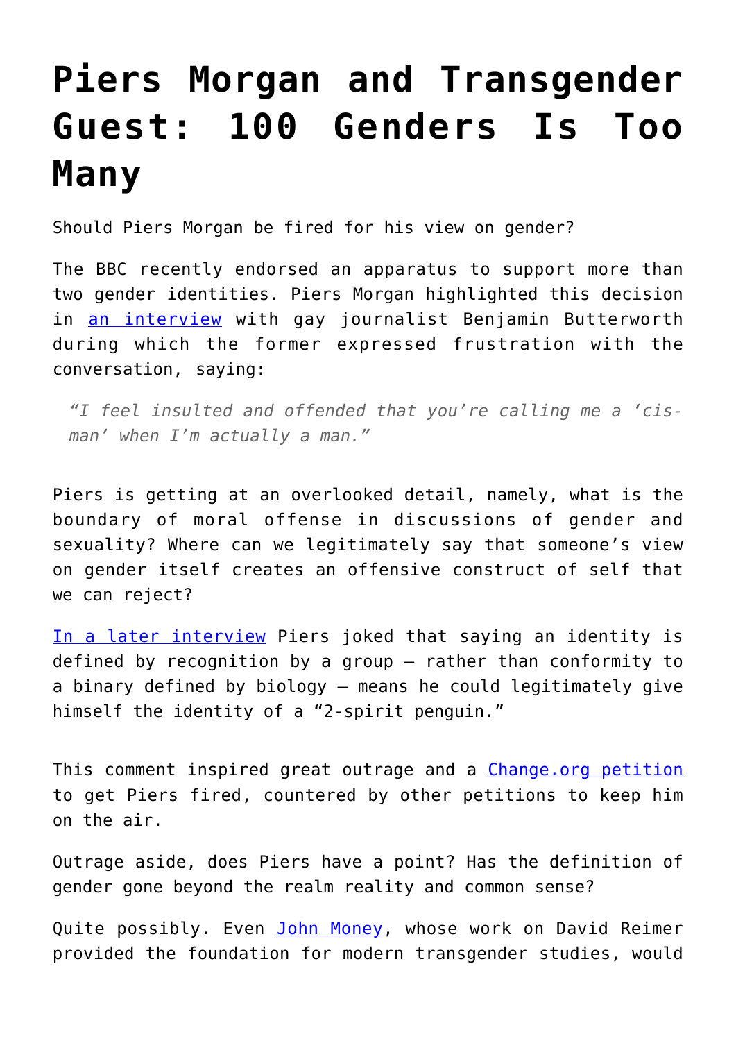# Piers Morgan and Transgender Guest: 100 Genders Is Too Many

Should Piers Morgan be fired for his view on gender?

The BBC recently endorsed an apparatus to support more than two gender identities. Piers Morgan highlighted this decision in an interview with gay journalist Benjamin Butterworth during which the former expressed frustration with the conversation, saying:

> *"I feel insulted and offended that you're calling me a 'cis-man' when I'm actually a man."*

Piers is getting at an overlooked detail, namely, what is the boundary of moral offense in discussions of gender and sexuality? Where can we legitimately say that someone's view on gender itself creates an offensive construct of self that we can reject?

In a later interview Piers joked that saying an identity is defined by recognition by a group – rather than conformity to a binary defined by biology – means he could legitimately give himself the identity of a "2-spirit penguin."

This comment inspired great outrage and a Change.org petition to get Piers fired, countered by other petitions to keep him on the air.

Outrage aside, does Piers have a point? Has the definition of gender gone beyond the realm reality and common sense?

Quite possibly. Even John Money, whose work on David Reimer provided the foundation for modern transgender studies, would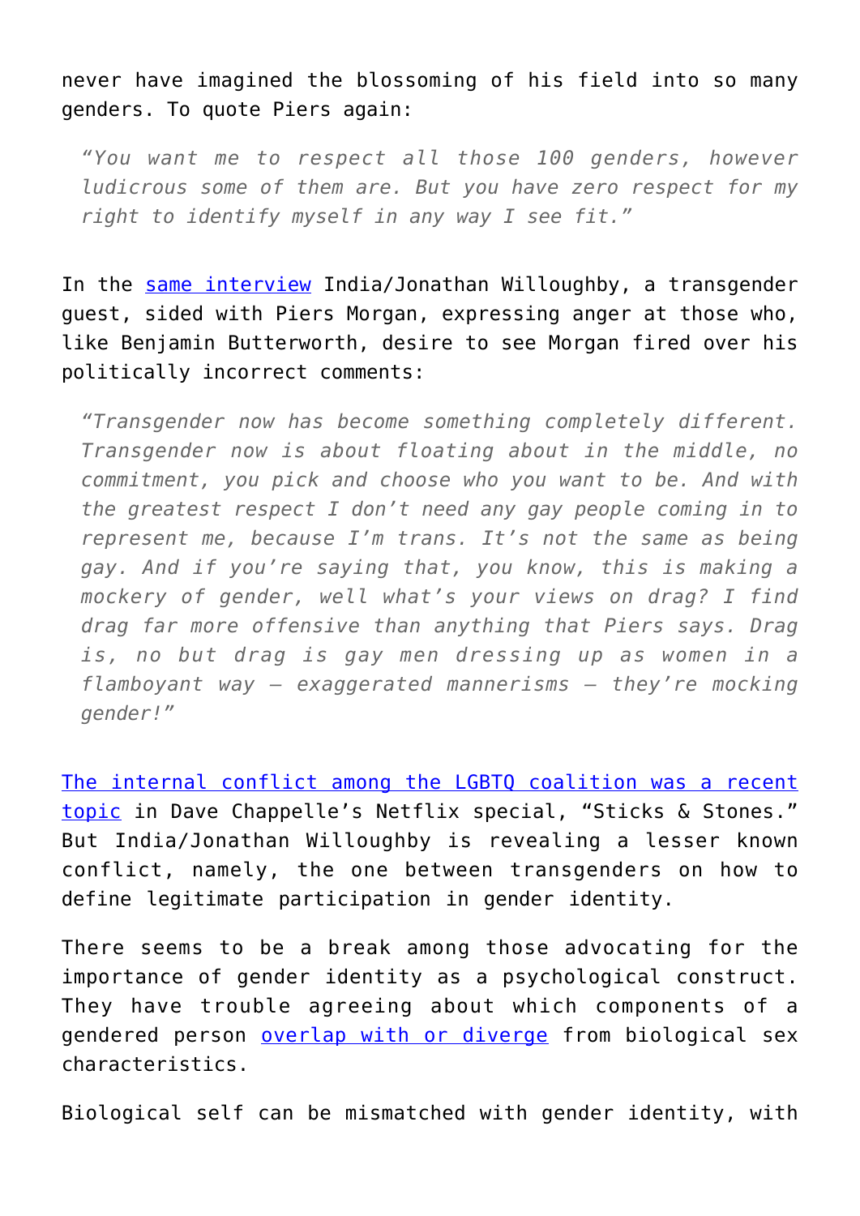never have imagined the blossoming of his field into so many genders. To quote Piers again:

> *"You want me to respect all those 100 genders, however ludicrous some of them are. But you have zero respect for my right to identify myself in any way I see fit."*

In the [same interview](#) India/Jonathan Willoughby, a transgender guest, sided with Piers Morgan, expressing anger at those who, like Benjamin Butterworth, desire to see Morgan fired over his politically incorrect comments:

> *"Transgender now has become something completely different. Transgender now is about floating about in the middle, no commitment, you pick and choose who you want to be. And with the greatest respect I don't need any gay people coming in to represent me, because I'm trans. It's not the same as being gay. And if you're saying that, you know, this is making a mockery of gender, well what's your views on drag? I find drag far more offensive than anything that Piers says. Drag is, no but drag is gay men dressing up as women in a flamboyant way – exaggerated mannerisms – they're mocking gender!"*

[The internal conflict among the LGBTQ coalition was a recent topic](#) in Dave Chappelle's Netflix special, "Sticks & Stones." But India/Jonathan Willoughby is revealing a lesser known conflict, namely, the one between transgenders on how to define legitimate participation in gender identity.

There seems to be a break among those advocating for the importance of gender identity as a psychological construct. They have trouble agreeing about which components of a gendered person [overlap with or diverge](#) from biological sex characteristics.

Biological self can be mismatched with gender identity, with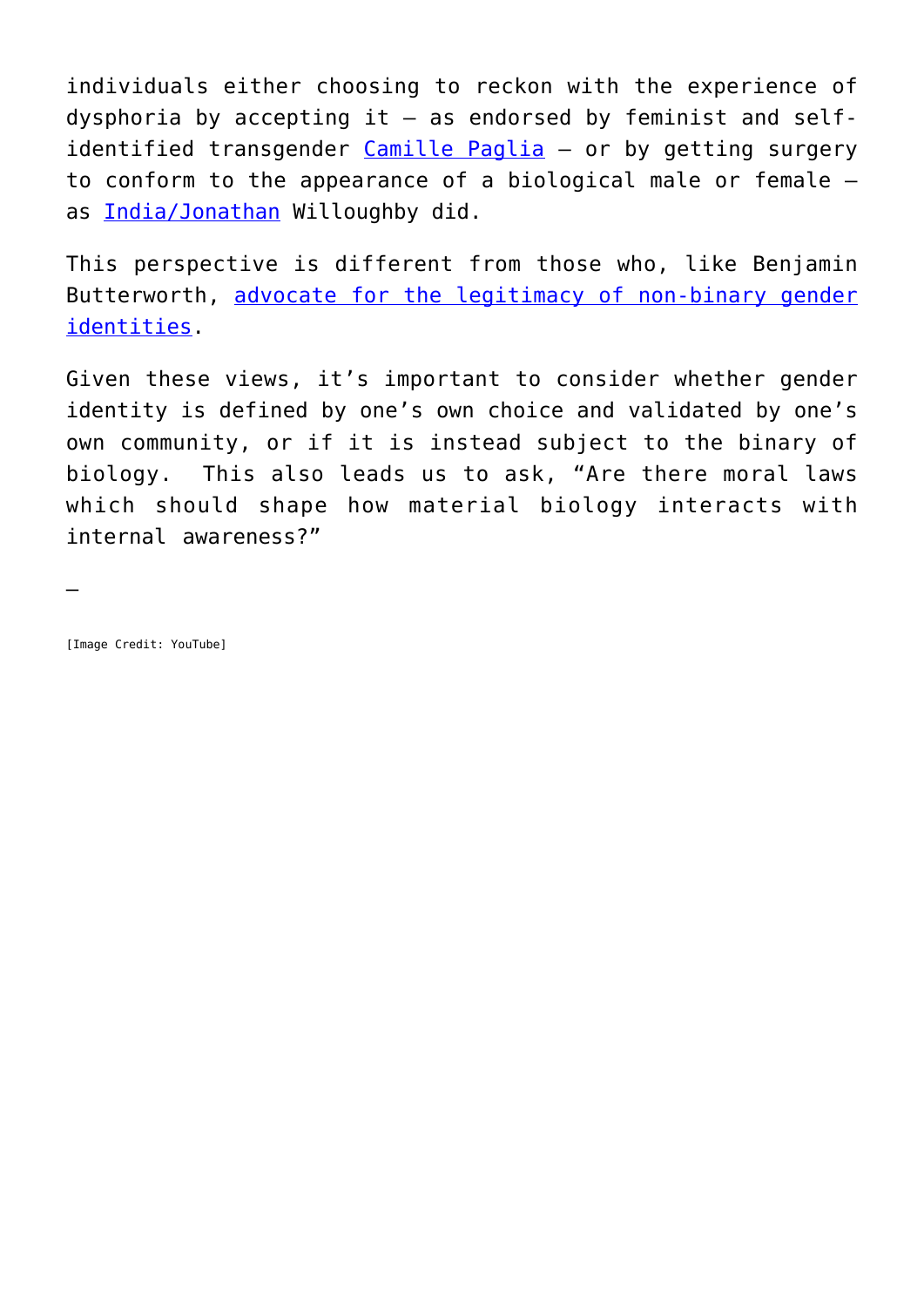individuals either choosing to reckon with the experience of dysphoria by accepting it – as endorsed by feminist and self-identified transgender Camille Paglia – or by getting surgery to conform to the appearance of a biological male or female – as India/Jonathan Willoughby did.

This perspective is different from those who, like Benjamin Butterworth, advocate for the legitimacy of non-binary gender identities.

Given these views, it's important to consider whether gender identity is defined by one's own choice and validated by one's own community, or if it is instead subject to the binary of biology. This also leads us to ask, "Are there moral laws which should shape how material biology interacts with internal awareness?"

—

[Image Credit: YouTube]